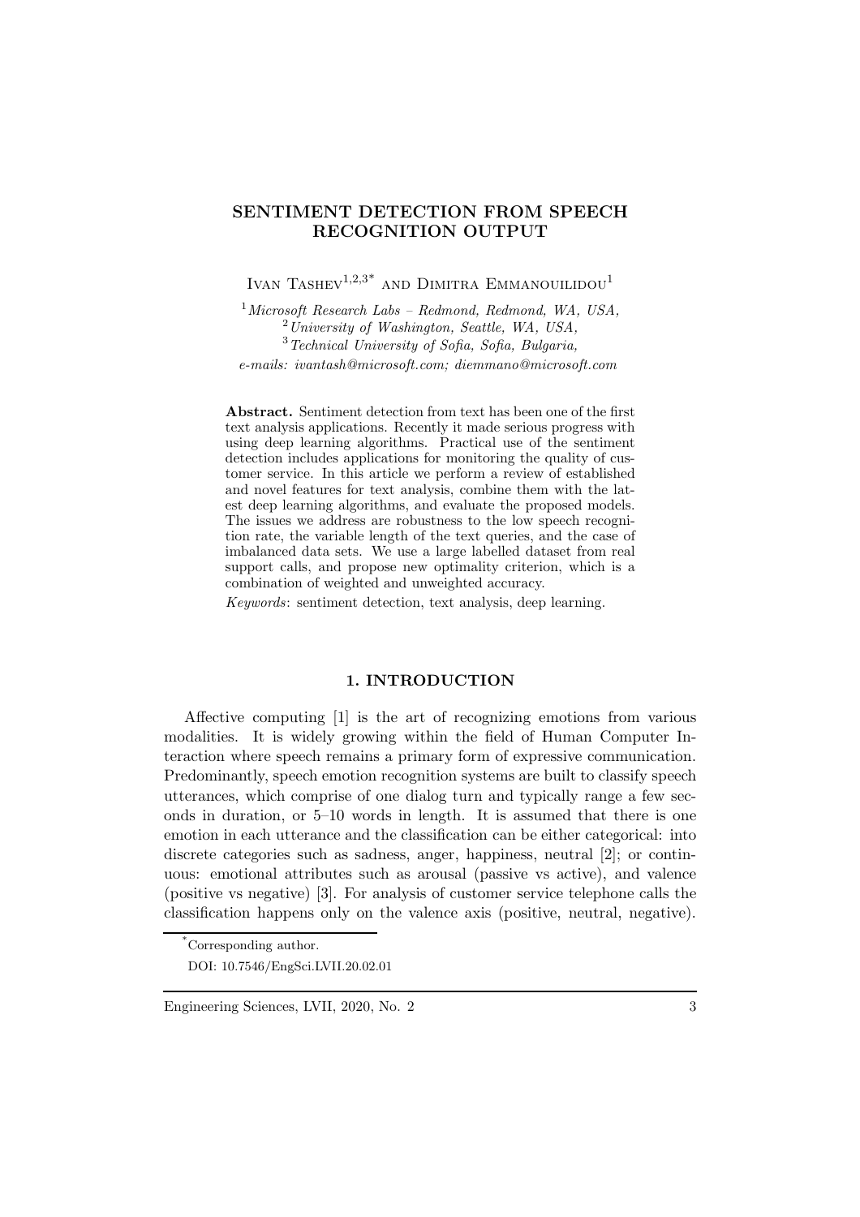# SENTIMENT DETECTION FROM SPEECH RECOGNITION OUTPUT

Ivan Tashev[1,2,3*] and Dimitra Emmanouilidou[1]

[1] *Microsoft Research Labs – Redmond, Redmond, WA, USA,*
[2] *University of Washington, Seattle, WA, USA,*
[3] *Technical University of Sofia, Sofia, Bulgaria,*
*e-mails: ivantash@microsoft.com; diemmano@microsoft.com*

**Abstract.** Sentiment detection from text has been one of the first text analysis applications. Recently it made serious progress with using deep learning algorithms. Practical use of the sentiment detection includes applications for monitoring the quality of customer service. In this article we perform a review of established and novel features for text analysis, combine them with the latest deep learning algorithms, and evaluate the proposed models. The issues we address are robustness to the low speech recognition rate, the variable length of the text queries, and the case of imbalanced data sets. We use a large labelled dataset from real support calls, and propose new optimality criterion, which is a combination of weighted and unweighted accuracy.

*Keywords*: sentiment detection, text analysis, deep learning.

## 1. INTRODUCTION

Affective computing [1] is the art of recognizing emotions from various modalities. It is widely growing within the field of Human Computer Interaction where speech remains a primary form of expressive communication. Predominantly, speech emotion recognition systems are built to classify speech utterances, which comprise of one dialog turn and typically range a few seconds in duration, or 5–10 words in length. It is assumed that there is one emotion in each utterance and the classification can be either categorical: into discrete categories such as sadness, anger, happiness, neutral [2]; or continuous: emotional attributes such as arousal (passive vs active), and valence (positive vs negative) [3]. For analysis of customer service telephone calls the classification happens only on the valence axis (positive, neutral, negative).

*Corresponding author.

DOI: 10.7546/EngSci.LVII.20.02.01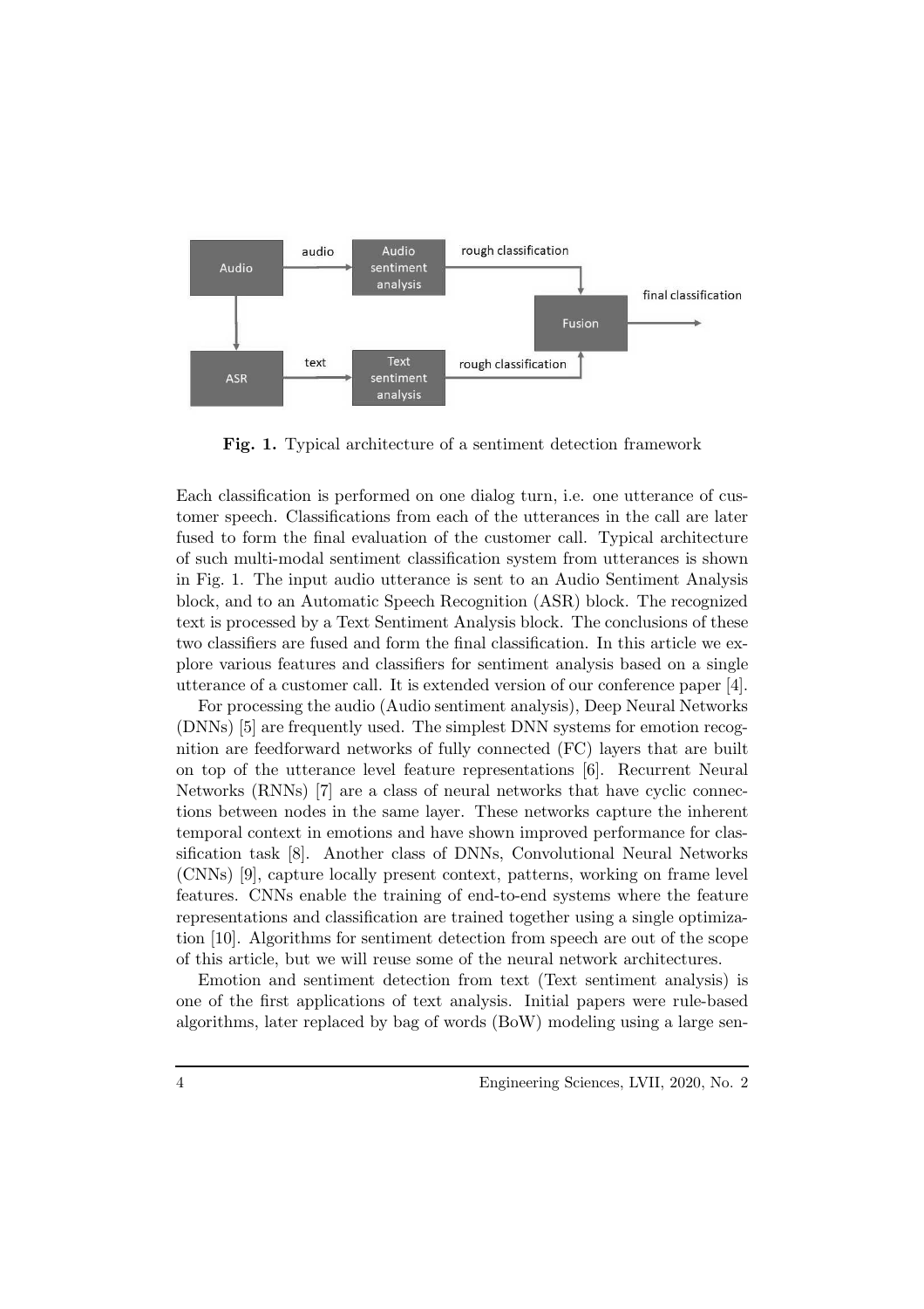**Fig. 1.** Typical architecture of a sentiment detection framework

Each classification is performed on one dialog turn, i.e. one utterance of customer speech. Classifications from each of the utterances in the call are later fused to form the final evaluation of the customer call. Typical architecture of such multi-modal sentiment classification system from utterances is shown in Fig. 1. The input audio utterance is sent to an Audio Sentiment Analysis block, and to an Automatic Speech Recognition (ASR) block. The recognized text is processed by a Text Sentiment Analysis block. The conclusions of these two classifiers are fused and form the final classification. In this article we explore various features and classifiers for sentiment analysis based on a single utterance of a customer call. It is extended version of our conference paper [4].

For processing the audio (Audio sentiment analysis), Deep Neural Networks (DNNs) [5] are frequently used. The simplest DNN systems for emotion recognition are feedforward networks of fully connected (FC) layers that are built on top of the utterance level feature representations [6]. Recurrent Neural Networks (RNNs) [7] are a class of neural networks that have cyclic connections between nodes in the same layer. These networks capture the inherent temporal context in emotions and have shown improved performance for classification task [8]. Another class of DNNs, Convolutional Neural Networks (CNNs) [9], capture locally present context, patterns, working on frame level features. CNNs enable the training of end-to-end systems where the feature representations and classification are trained together using a single optimization [10]. Algorithms for sentiment detection from speech are out of the scope of this article, but we will reuse some of the neural network architectures.

Emotion and sentiment detection from text (Text sentiment analysis) is one of the first applications of text analysis. Initial papers were rule-based algorithms, later replaced by bag of words (BoW) modeling using a large sen-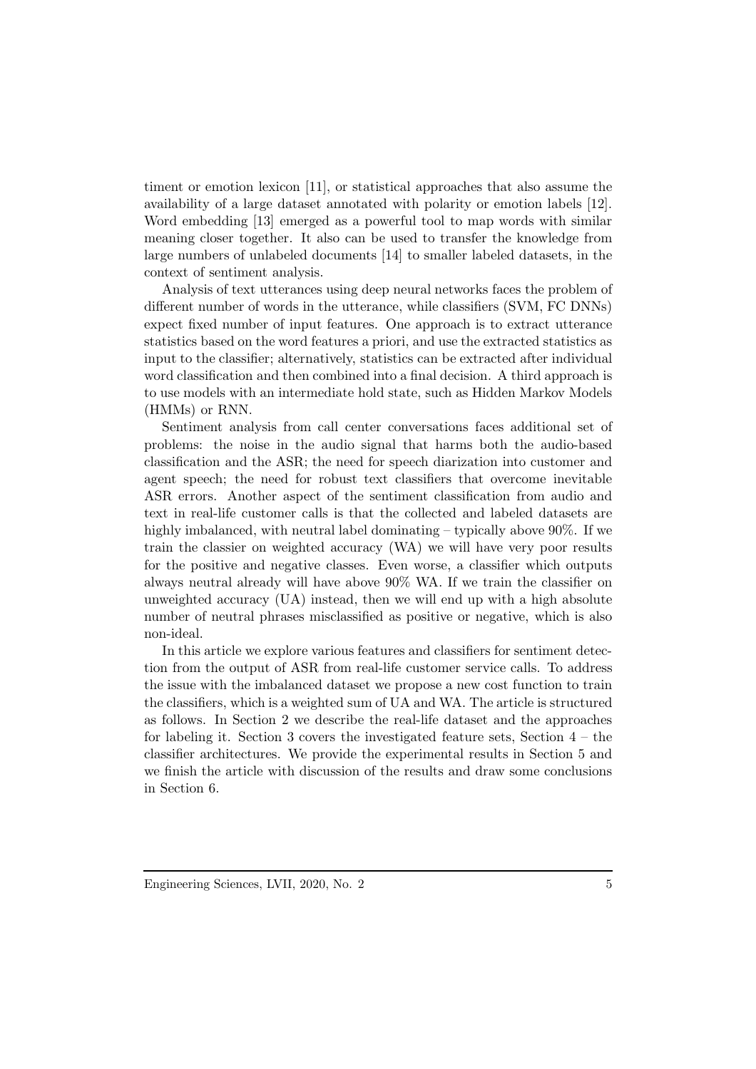timent or emotion lexicon [11], or statistical approaches that also assume the availability of a large dataset annotated with polarity or emotion labels [12]. Word embedding [13] emerged as a powerful tool to map words with similar meaning closer together. It also can be used to transfer the knowledge from large numbers of unlabeled documents [14] to smaller labeled datasets, in the context of sentiment analysis.

Analysis of text utterances using deep neural networks faces the problem of different number of words in the utterance, while classifiers (SVM, FC DNNs) expect fixed number of input features. One approach is to extract utterance statistics based on the word features a priori, and use the extracted statistics as input to the classifier; alternatively, statistics can be extracted after individual word classification and then combined into a final decision. A third approach is to use models with an intermediate hold state, such as Hidden Markov Models (HMMs) or RNN.

Sentiment analysis from call center conversations faces additional set of problems: the noise in the audio signal that harms both the audio-based classification and the ASR; the need for speech diarization into customer and agent speech; the need for robust text classifiers that overcome inevitable ASR errors. Another aspect of the sentiment classification from audio and text in real-life customer calls is that the collected and labeled datasets are highly imbalanced, with neutral label dominating – typically above 90%. If we train the classier on weighted accuracy (WA) we will have very poor results for the positive and negative classes. Even worse, a classifier which outputs always neutral already will have above 90% WA. If we train the classifier on unweighted accuracy (UA) instead, then we will end up with a high absolute number of neutral phrases misclassified as positive or negative, which is also non-ideal.

In this article we explore various features and classifiers for sentiment detection from the output of ASR from real-life customer service calls. To address the issue with the imbalanced dataset we propose a new cost function to train the classifiers, which is a weighted sum of UA and WA. The article is structured as follows. In Section 2 we describe the real-life dataset and the approaches for labeling it. Section 3 covers the investigated feature sets, Section 4 – the classifier architectures. We provide the experimental results in Section 5 and we finish the article with discussion of the results and draw some conclusions in Section 6.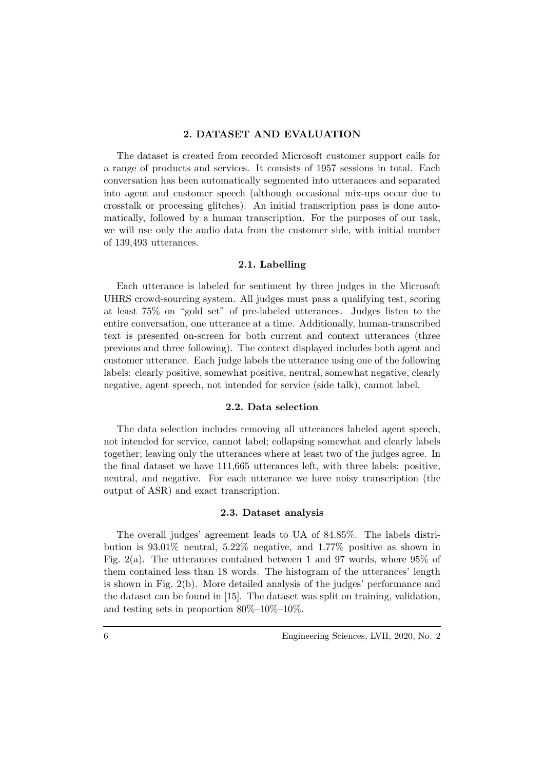## 2. DATASET AND EVALUATION

The dataset is created from recorded Microsoft customer support calls for a range of products and services. It consists of 1957 sessions in total. Each conversation has been automatically segmented into utterances and separated into agent and customer speech (although occasional mix-ups occur due to crosstalk or processing glitches). An initial transcription pass is done automatically, followed by a human transcription. For the purposes of our task, we will use only the audio data from the customer side, with initial number of 139,493 utterances.

### 2.1. Labelling

Each utterance is labeled for sentiment by three judges in the Microsoft UHRS crowd-sourcing system. All judges must pass a qualifying test, scoring at least 75% on "gold set" of pre-labeled utterances. Judges listen to the entire conversation, one utterance at a time. Additionally, human-transcribed text is presented on-screen for both current and context utterances (three previous and three following). The context displayed includes both agent and customer utterance. Each judge labels the utterance using one of the following labels: clearly positive, somewhat positive, neutral, somewhat negative, clearly negative, agent speech, not intended for service (side talk), cannot label.

### 2.2. Data selection

The data selection includes removing all utterances labeled agent speech, not intended for service, cannot label; collapsing somewhat and clearly labels together; leaving only the utterances where at least two of the judges agree. In the final dataset we have 111,665 utterances left, with three labels: positive, neutral, and negative. For each utterance we have noisy transcription (the output of ASR) and exact transcription.

### 2.3. Dataset analysis

The overall judges' agreement leads to UA of 84.85%. The labels distribution is 93.01% neutral, 5.22% negative, and 1.77% positive as shown in Fig. 2(a). The utterances contained between 1 and 97 words, where 95% of them contained less than 18 words. The histogram of the utterances' length is shown in Fig. 2(b). More detailed analysis of the judges' performance and the dataset can be found in [15]. The dataset was split on training, validation, and testing sets in proportion 80%–10%–10%.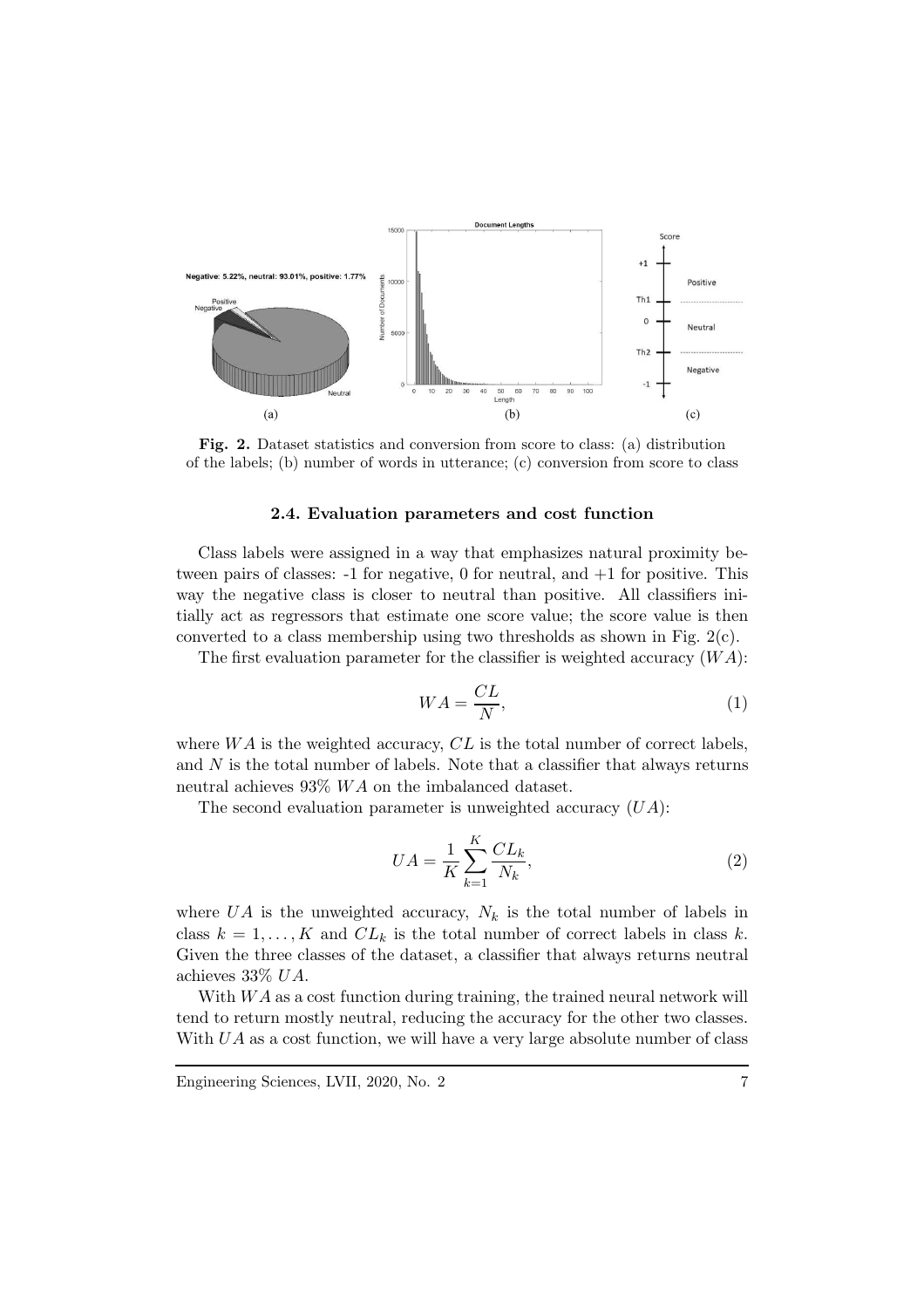**Fig. 2.** Dataset statistics and conversion from score to class: (a) distribution of the labels; (b) number of words in utterance; (c) conversion from score to class

### 2.4. Evaluation parameters and cost function

Class labels were assigned in a way that emphasizes natural proximity between pairs of classes: -1 for negative, 0 for neutral, and +1 for positive. This way the negative class is closer to neutral than positive. All classifiers initially act as regressors that estimate one score value; the score value is then converted to a class membership using two thresholds as shown in Fig. 2(c).

The first evaluation parameter for the classifier is weighted accuracy ($WA$):

$$WA = \frac{CL}{N}, \tag{1}$$

where $WA$ is the weighted accuracy, $CL$ is the total number of correct labels, and $N$ is the total number of labels. Note that a classifier that always returns neutral achieves 93% $WA$ on the imbalanced dataset.

The second evaluation parameter is unweighted accuracy ($UA$):

$$UA = \frac{1}{K}\sum_{k=1}^{K}\frac{CL_k}{N_k}, \tag{2}$$

where $UA$ is the unweighted accuracy, $N_k$ is the total number of labels in class $k = 1, \ldots, K$ and $CL_k$ is the total number of correct labels in class $k$. Given the three classes of the dataset, a classifier that always returns neutral achieves 33% $UA$.

With $WA$ as a cost function during training, the trained neural network will tend to return mostly neutral, reducing the accuracy for the other two classes. With $UA$ as a cost function, we will have a very large absolute number of class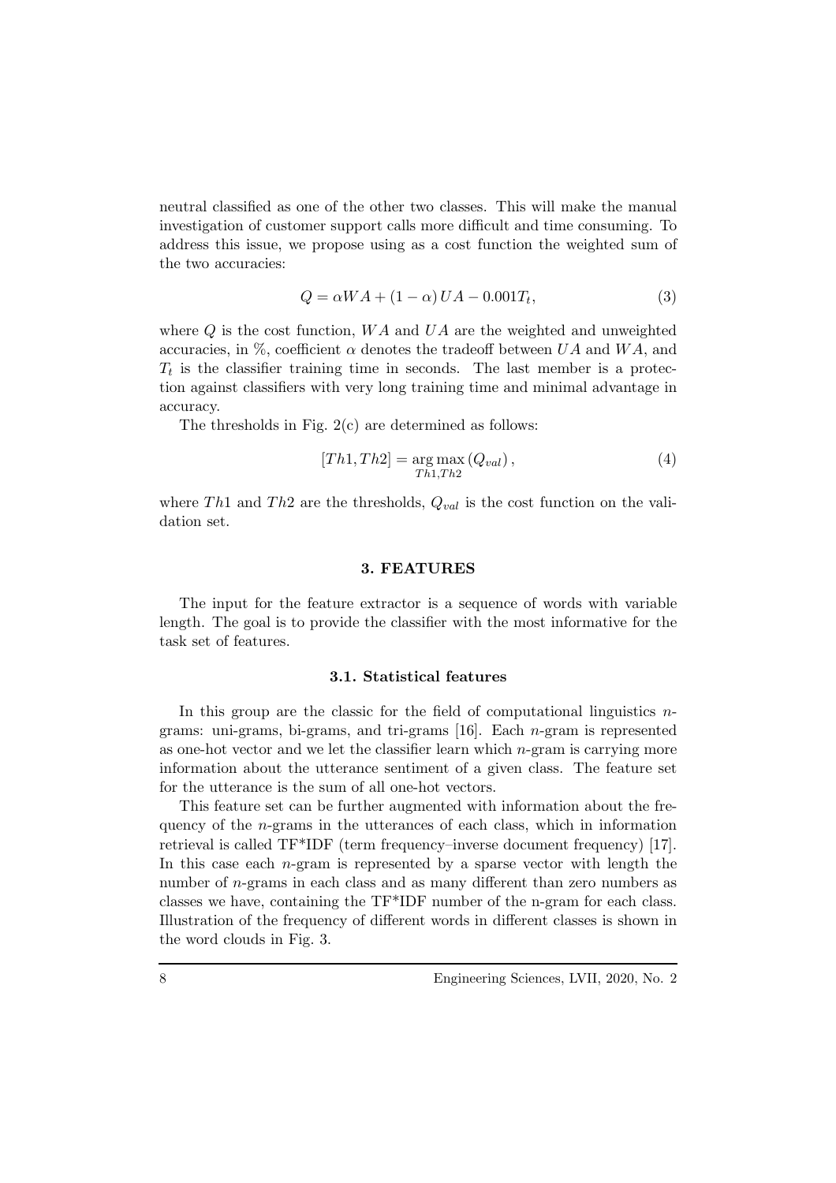neutral classified as one of the other two classes. This will make the manual investigation of customer support calls more difficult and time consuming. To address this issue, we propose using as a cost function the weighted sum of the two accuracies:

$$Q = \alpha WA + (1 - \alpha) UA - 0.001 T_t, \tag{3}$$

where $Q$ is the cost function, $WA$ and $UA$ are the weighted and unweighted accuracies, in %, coefficient $\alpha$ denotes the tradeoff between $UA$ and $WA$, and $T_t$ is the classifier training time in seconds. The last member is a protection against classifiers with very long training time and minimal advantage in accuracy.

The thresholds in Fig. 2(c) are determined as follows:

$$[Th1, Th2] = \underset{Th1, Th2}{\arg\max} \left( Q_{val} \right), \tag{4}$$

where $Th1$ and $Th2$ are the thresholds, $Q_{val}$ is the cost function on the validation set.

## 3. FEATURES

The input for the feature extractor is a sequence of words with variable length. The goal is to provide the classifier with the most informative for the task set of features.

### 3.1. Statistical features

In this group are the classic for the field of computational linguistics $n$-grams: uni-grams, bi-grams, and tri-grams [16]. Each $n$-gram is represented as one-hot vector and we let the classifier learn which $n$-gram is carrying more information about the utterance sentiment of a given class. The feature set for the utterance is the sum of all one-hot vectors.

This feature set can be further augmented with information about the frequency of the $n$-grams in the utterances of each class, which in information retrieval is called TF*IDF (term frequency–inverse document frequency) [17]. In this case each $n$-gram is represented by a sparse vector with length the number of $n$-grams in each class and as many different than zero numbers as classes we have, containing the TF*IDF number of the n-gram for each class. Illustration of the frequency of different words in different classes is shown in the word clouds in Fig. 3.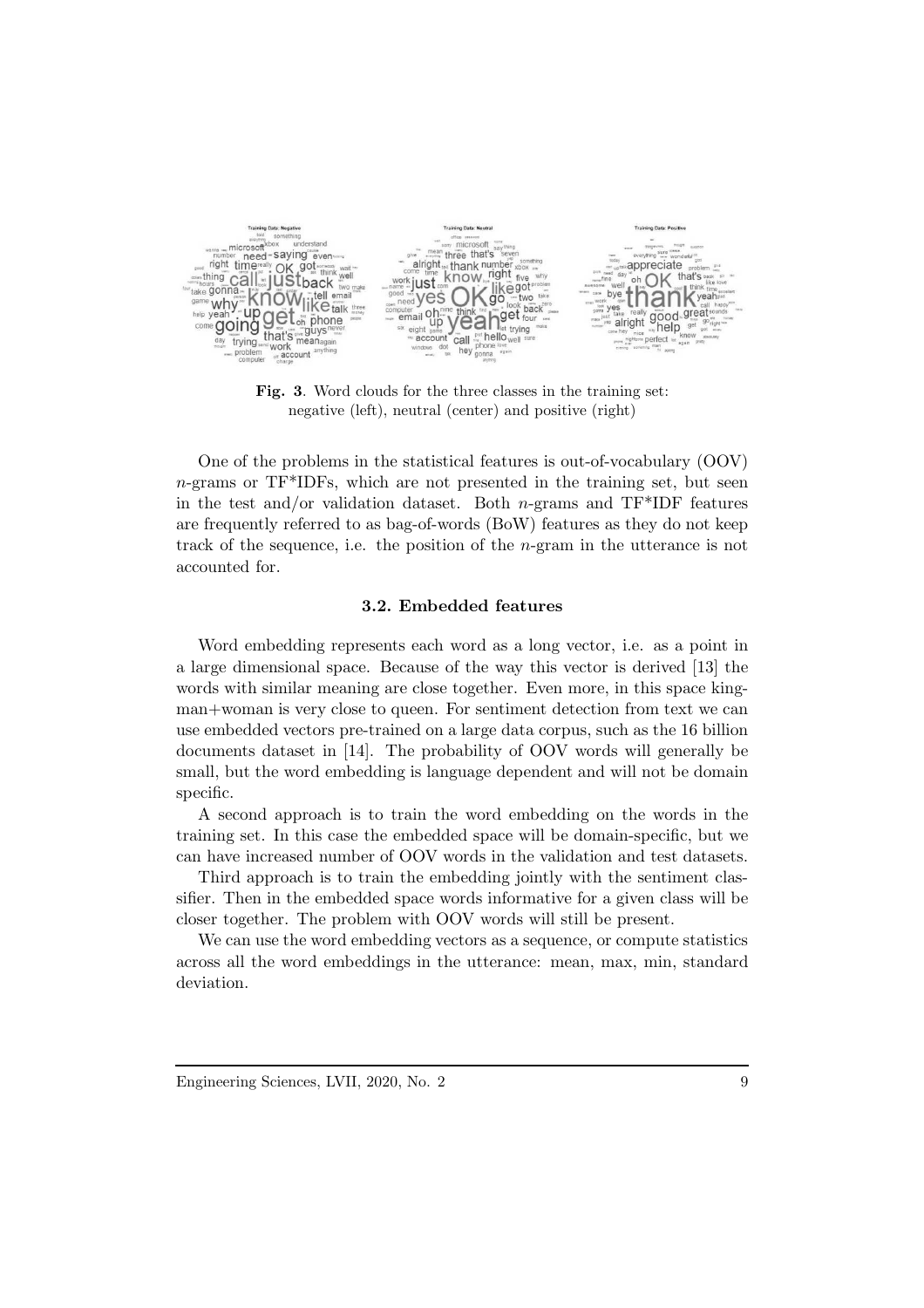**Fig. 3**. Word clouds for the three classes in the training set: negative (left), neutral (center) and positive (right)

One of the problems in the statistical features is out-of-vocabulary (OOV) $n$-grams or TF*IDFs, which are not presented in the training set, but seen in the test and/or validation dataset. Both $n$-grams and TF*IDF features are frequently referred to as bag-of-words (BoW) features as they do not keep track of the sequence, i.e. the position of the $n$-gram in the utterance is not accounted for.

### 3.2. Embedded features

Word embedding represents each word as a long vector, i.e. as a point in a large dimensional space. Because of the way this vector is derived [13] the words with similar meaning are close together. Even more, in this space king-man+woman is very close to queen. For sentiment detection from text we can use embedded vectors pre-trained on a large data corpus, such as the 16 billion documents dataset in [14]. The probability of OOV words will generally be small, but the word embedding is language dependent and will not be domain specific.

A second approach is to train the word embedding on the words in the training set. In this case the embedded space will be domain-specific, but we can have increased number of OOV words in the validation and test datasets.

Third approach is to train the embedding jointly with the sentiment classifier. Then in the embedded space words informative for a given class will be closer together. The problem with OOV words will still be present.

We can use the word embedding vectors as a sequence, or compute statistics across all the word embeddings in the utterance: mean, max, min, standard deviation.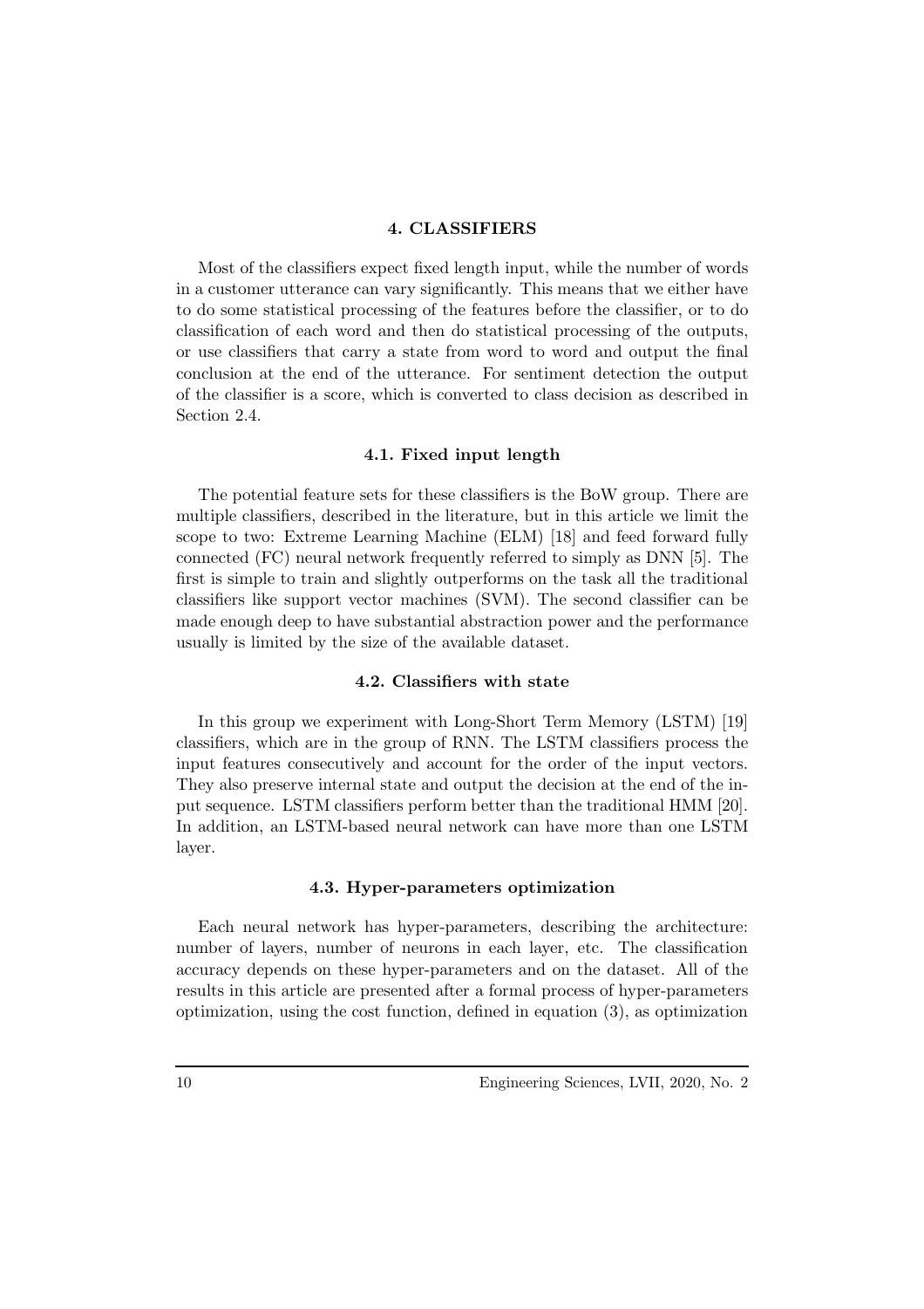## 4. CLASSIFIERS

Most of the classifiers expect fixed length input, while the number of words in a customer utterance can vary significantly. This means that we either have to do some statistical processing of the features before the classifier, or to do classification of each word and then do statistical processing of the outputs, or use classifiers that carry a state from word to word and output the final conclusion at the end of the utterance. For sentiment detection the output of the classifier is a score, which is converted to class decision as described in Section 2.4.

### 4.1. Fixed input length

The potential feature sets for these classifiers is the BoW group. There are multiple classifiers, described in the literature, but in this article we limit the scope to two: Extreme Learning Machine (ELM) [18] and feed forward fully connected (FC) neural network frequently referred to simply as DNN [5]. The first is simple to train and slightly outperforms on the task all the traditional classifiers like support vector machines (SVM). The second classifier can be made enough deep to have substantial abstraction power and the performance usually is limited by the size of the available dataset.

### 4.2. Classifiers with state

In this group we experiment with Long-Short Term Memory (LSTM) [19] classifiers, which are in the group of RNN. The LSTM classifiers process the input features consecutively and account for the order of the input vectors. They also preserve internal state and output the decision at the end of the input sequence. LSTM classifiers perform better than the traditional HMM [20]. In addition, an LSTM-based neural network can have more than one LSTM layer.

### 4.3. Hyper-parameters optimization

Each neural network has hyper-parameters, describing the architecture: number of layers, number of neurons in each layer, etc. The classification accuracy depends on these hyper-parameters and on the dataset. All of the results in this article are presented after a formal process of hyper-parameters optimization, using the cost function, defined in equation (3), as optimization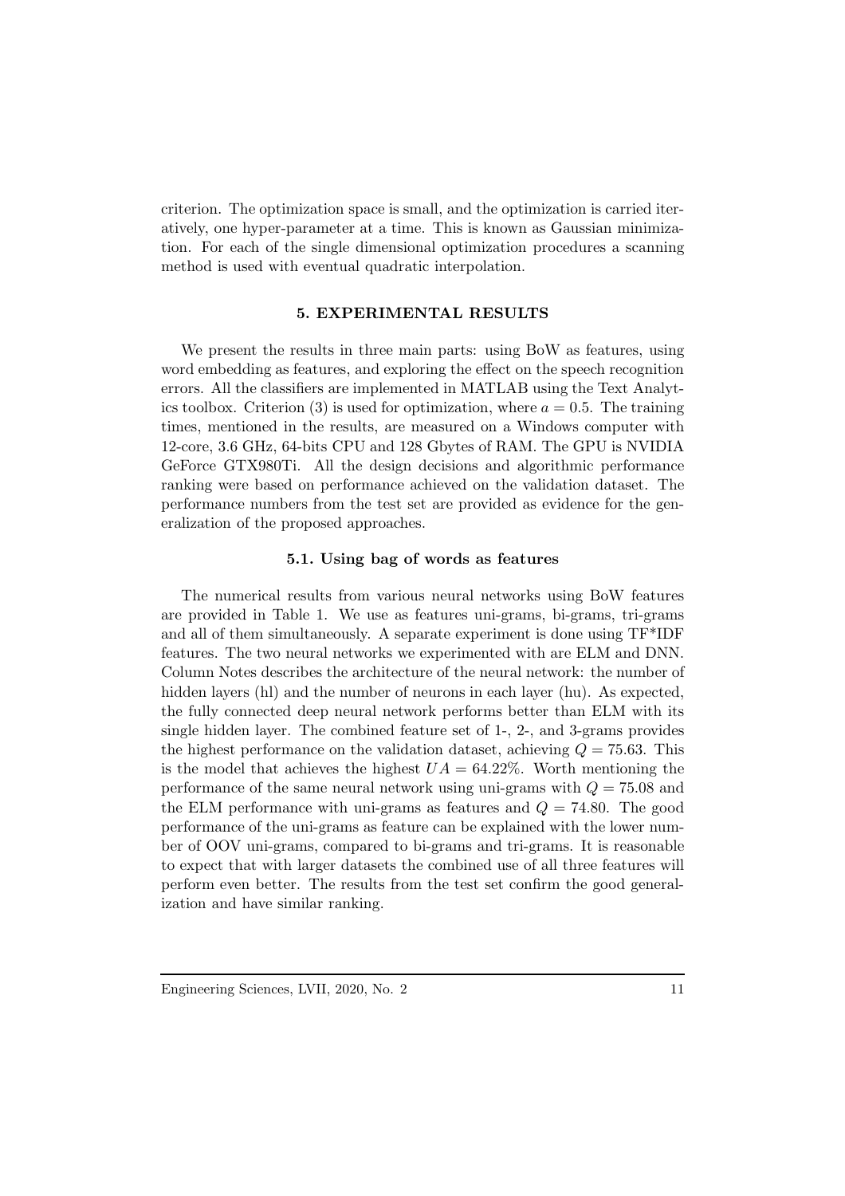criterion. The optimization space is small, and the optimization is carried iteratively, one hyper-parameter at a time. This is known as Gaussian minimization. For each of the single dimensional optimization procedures a scanning method is used with eventual quadratic interpolation.

## 5. EXPERIMENTAL RESULTS

We present the results in three main parts: using BoW as features, using word embedding as features, and exploring the effect on the speech recognition errors. All the classifiers are implemented in MATLAB using the Text Analytics toolbox. Criterion (3) is used for optimization, where $a = 0.5$. The training times, mentioned in the results, are measured on a Windows computer with 12-core, 3.6 GHz, 64-bits CPU and 128 Gbytes of RAM. The GPU is NVIDIA GeForce GTX980Ti. All the design decisions and algorithmic performance ranking were based on performance achieved on the validation dataset. The performance numbers from the test set are provided as evidence for the generalization of the proposed approaches.

### 5.1. Using bag of words as features

The numerical results from various neural networks using BoW features are provided in Table 1. We use as features uni-grams, bi-grams, tri-grams and all of them simultaneously. A separate experiment is done using TF*IDF features. The two neural networks we experimented with are ELM and DNN. Column Notes describes the architecture of the neural network: the number of hidden layers (hl) and the number of neurons in each layer (hu). As expected, the fully connected deep neural network performs better than ELM with its single hidden layer. The combined feature set of 1-, 2-, and 3-grams provides the highest performance on the validation dataset, achieving $Q = 75.63$. This is the model that achieves the highest $UA = 64.22\%$. Worth mentioning the performance of the same neural network using uni-grams with $Q = 75.08$ and the ELM performance with uni-grams as features and $Q = 74.80$. The good performance of the uni-grams as feature can be explained with the lower number of OOV uni-grams, compared to bi-grams and tri-grams. It is reasonable to expect that with larger datasets the combined use of all three features will perform even better. The results from the test set confirm the good generalization and have similar ranking.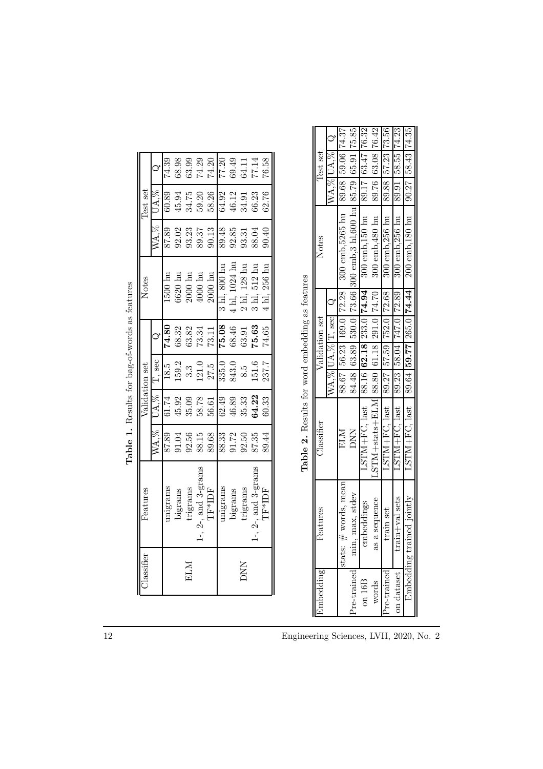**Table 1.** Results for bag-of-words as features

| Classifier | Features | Validation set | | | | Notes | Test set | | |
|---|---|---|---|---|---|---|---|---|---|
| | | WA,% | UA,% | T, sec | Q | | WA,% | UA,% | Q |
| ELM | unigrams | 87.89 | 61.74 | 18.5 | **74.80** | 1500 hu | 87.89 | 60.89 | 74.39 |
| | bigrams | 91.04 | 45.92 | 159.2 | 68.32 | 6620 hu | 92.02 | 45.94 | 68.98 |
| | trigrams | 92.56 | 35.09 | 3.3 | 63.82 | 2000 hu | 93.23 | 34.75 | 63.99 |
| | 1-, 2-, and 3-grams | 88.15 | 58.78 | 121.0 | 73.34 | 4000 hu | 89.37 | 59.20 | 74.29 |
| | TF*IDF | 89.68 | 56.61 | 27.5 | 73.11 | 2000 hu | 90.13 | 58.26 | 74.20 |
| DNN | unigrams | 88.33 | 62.49 | 335.0 | **75.08** | 3 hl, 800 hu | 89.48 | 64.92 | 77.20 |
| | bigrams | 91.72 | 46.89 | 843.0 | 68.46 | 4 hl, 1024 hu | 92.85 | 46.12 | 69.49 |
| | trigrams | 92.50 | 35.33 | 8.5 | 63.91 | 2 hl, 128 hu | 93.31 | 34.91 | 64.11 |
| | 1-, 2-, and 3-grams | 87.35 | **64.22** | 151.6 | **75.63** | 3 hl, 512 hu | 88.04 | 66.23 | 77.14 |
| | TF*IDF | 89.44 | 60.33 | 237.7 | 74.65 | 4 hl, 256 hu | 90.40 | 62.76 | 76.58 |

**Table 2.** Results for word embedding as features

| Embedding | Features | Classifier | Validation set | | | | Notes | Test set | | |
|---|---|---|---|---|---|---|---|---|---|---|
| | | | WA,% | UA,% | T, sec | Q | | WA,% | UA,% | Q |
| Pre-trained on 16B words | stats: # words, mean min, max, stdev | ELM | 88.67 | 56.23 | 169.0 | 72.28 | 300 emb,5265 hu | 89.68 | 59.06 | 74.37 |
| | | DNN | 84.48 | 63.89 | 530.0 | 73.66 | 300 emb,3 hl,600 hu | 85.79 | 65.91 | 75.85 |
| | embeddings as a sequence | LSTM+FC, last | 88.16 | **62.18** | 233.0 | **74.94** | 300 emb,150 hu | 89.17 | 63.47 | 76.32 |
| | | LSTM+stats+ELM | 88.80 | 61.18 | 291.0 | 74.70 | 300 emb,480 hu | 89.76 | 63.08 | 76.42 |
| Pre-trained on dataset | train set | LSTM+FC, last | 89.27 | 57.59 | 752.0 | 72.68 | 300 emb,256 hu | 89.88 | 57.23 | 73.56 |
| | train+val sets | LSTM+FC, last | 89.23 | 58.04 | 747.0 | 72.89 | 300 emb,256 hu | 89.91 | 58.55 | 74.23 |
| Embedding trained jointly | | LSTM+FC, last | 89.64 | **59.77** | 265.0 | **74.44** | 200 emb,180 hu | 90.27 | 58.43 | 74.35 |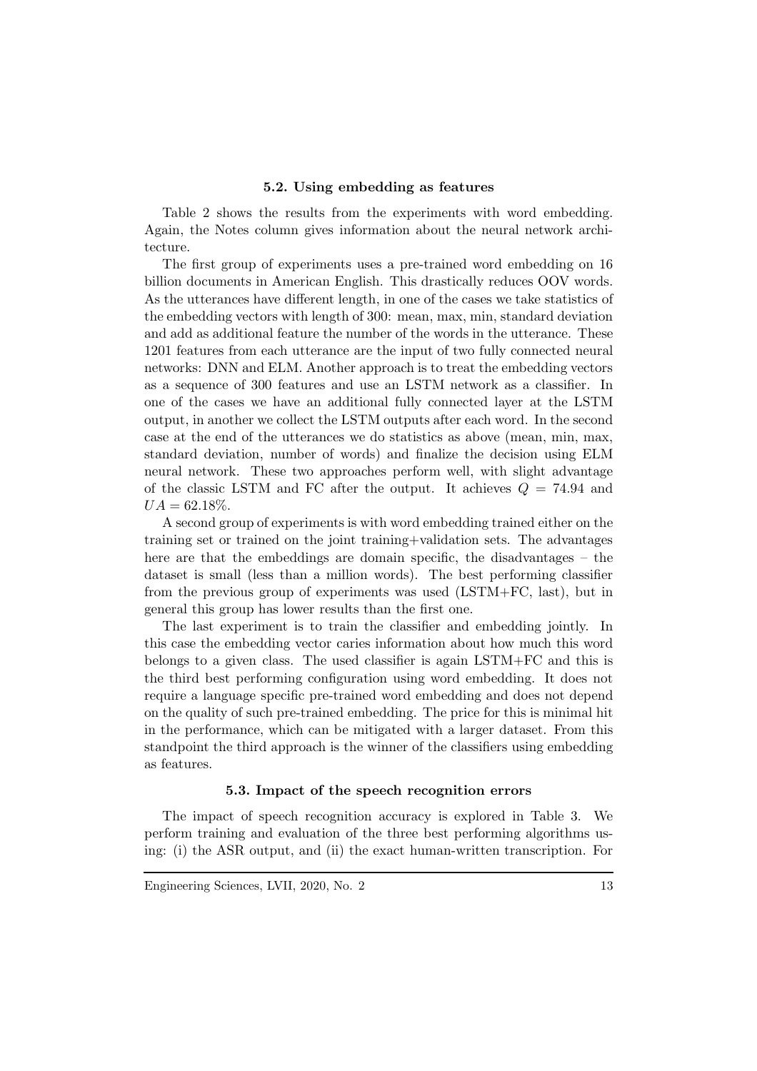### 5.2. Using embedding as features

Table 2 shows the results from the experiments with word embedding. Again, the Notes column gives information about the neural network architecture.

The first group of experiments uses a pre-trained word embedding on 16 billion documents in American English. This drastically reduces OOV words. As the utterances have different length, in one of the cases we take statistics of the embedding vectors with length of 300: mean, max, min, standard deviation and add as additional feature the number of the words in the utterance. These 1201 features from each utterance are the input of two fully connected neural networks: DNN and ELM. Another approach is to treat the embedding vectors as a sequence of 300 features and use an LSTM network as a classifier. In one of the cases we have an additional fully connected layer at the LSTM output, in another we collect the LSTM outputs after each word. In the second case at the end of the utterances we do statistics as above (mean, min, max, standard deviation, number of words) and finalize the decision using ELM neural network. These two approaches perform well, with slight advantage of the classic LSTM and FC after the output. It achieves $Q = 74.94$ and $UA = 62.18\%$.

A second group of experiments is with word embedding trained either on the training set or trained on the joint training+validation sets. The advantages here are that the embeddings are domain specific, the disadvantages – the dataset is small (less than a million words). The best performing classifier from the previous group of experiments was used (LSTM+FC, last), but in general this group has lower results than the first one.

The last experiment is to train the classifier and embedding jointly. In this case the embedding vector caries information about how much this word belongs to a given class. The used classifier is again LSTM+FC and this is the third best performing configuration using word embedding. It does not require a language specific pre-trained word embedding and does not depend on the quality of such pre-trained embedding. The price for this is minimal hit in the performance, which can be mitigated with a larger dataset. From this standpoint the third approach is the winner of the classifiers using embedding as features.

### 5.3. Impact of the speech recognition errors

The impact of speech recognition accuracy is explored in Table 3. We perform training and evaluation of the three best performing algorithms using: (i) the ASR output, and (ii) the exact human-written transcription. For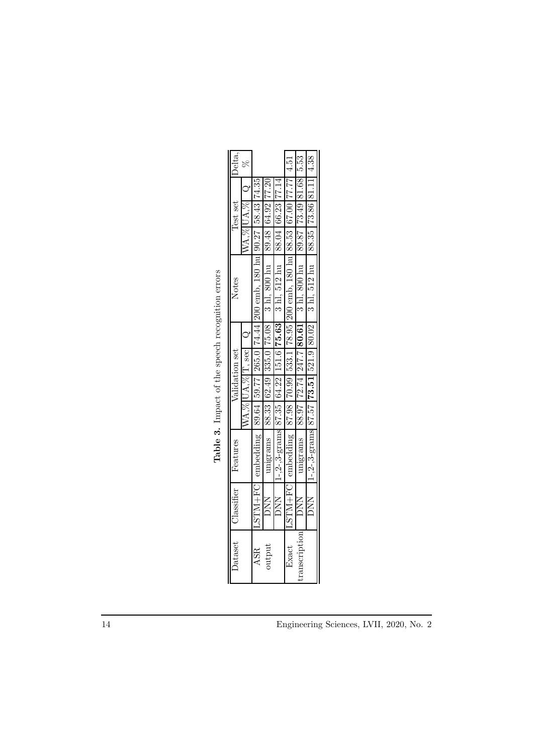**Table 3.** Impact of the speech recognition errors

| Dataset | Classifier | Features | Validation set | | | | Notes | Test set | | | Delta, % |
|---|---|---|---|---|---|---|---|---|---|---|---|
| | | | WA,% | UA,% | T, sec | Q | | WA,% | UA,% | Q | |
| ASR output | LSTM+FC | embedding | 89.64 | 59.77 | 265.0 | 74.44 | 200 emb, 180 hu | 90.27 | 58.43 | 74.35 | |
| | DNN | unigrams | 88.33 | 62.49 | 335.0 | 75.08 | 3 hl, 800 hu | 89.48 | 64.92 | 77.20 | |
| | DNN | 1-,2-,3-grams | 87.35 | 64.22 | 151.6 | **75.63** | 3 hl, 512 hu | 88.04 | 66.23 | 77.14 | |
| Exact transcription | LSTM+FC | embedding | 87.98 | 70.99 | 533.1 | 78.95 | 200 emb, 180 hu | 88.53 | 67.00 | 77.77 | 4.51 |
| | DNN | unigrams | 88.97 | 72.74 | 247.7 | **80.61** | 3 hl, 800 hu | 89.87 | 73.49 | 81.68 | 5.53 |
| | DNN | 1-,2-,3-grams | 87.57 | **73.51** | 521.9 | 80.02 | 3 hl, 512 hu | 88.35 | 73.86 | 81.11 | 4.38 |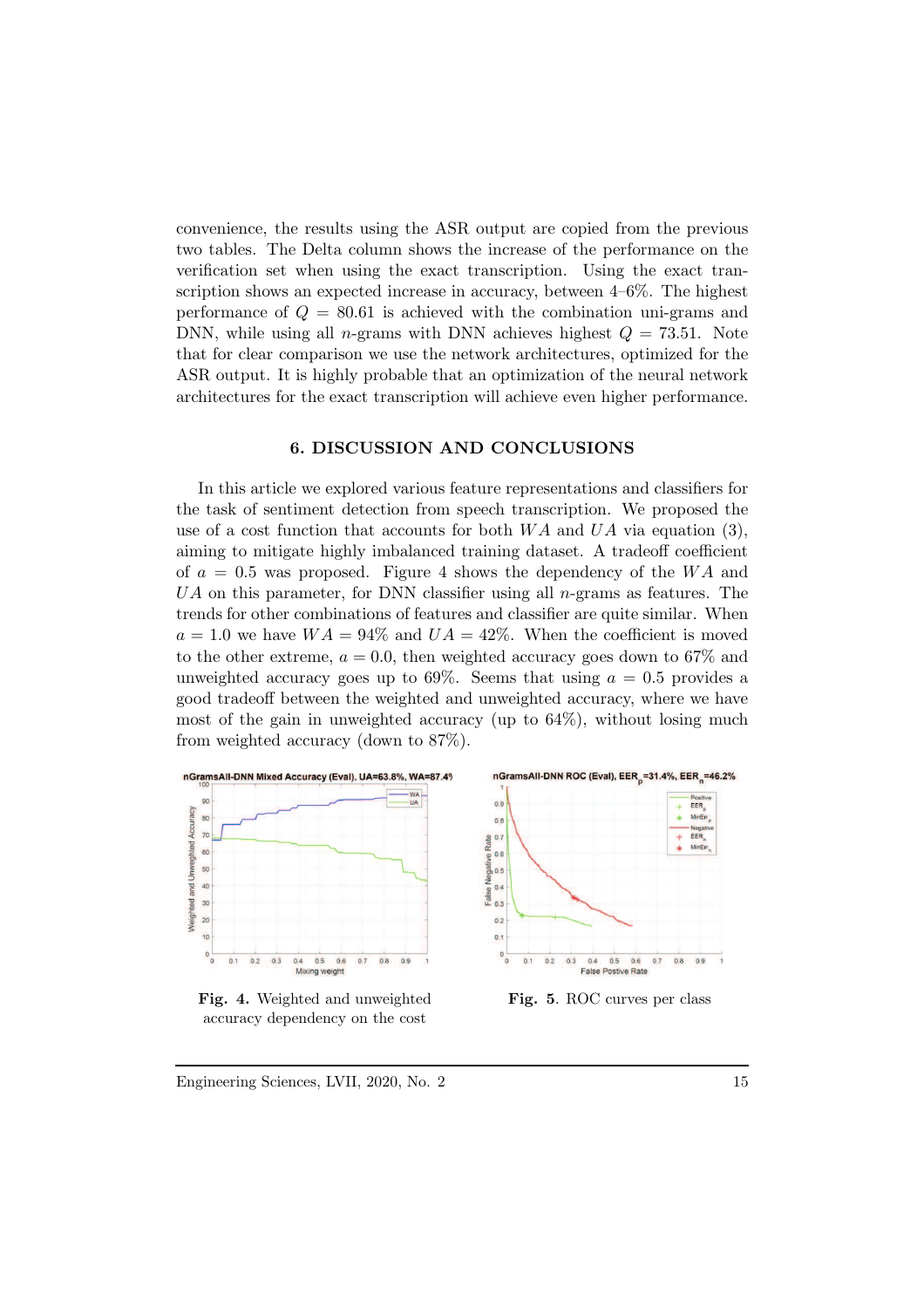convenience, the results using the ASR output are copied from the previous two tables. The Delta column shows the increase of the performance on the verification set when using the exact transcription. Using the exact transcription shows an expected increase in accuracy, between 4–6%. The highest performance of $Q = 80.61$ is achieved with the combination uni-grams and DNN, while using all $n$-grams with DNN achieves highest $Q = 73.51$. Note that for clear comparison we use the network architectures, optimized for the ASR output. It is highly probable that an optimization of the neural network architectures for the exact transcription will achieve even higher performance.

## 6. DISCUSSION AND CONCLUSIONS

In this article we explored various feature representations and classifiers for the task of sentiment detection from speech transcription. We proposed the use of a cost function that accounts for both $WA$ and $UA$ via equation (3), aiming to mitigate highly imbalanced training dataset. A tradeoff coefficient of $a = 0.5$ was proposed. Figure 4 shows the dependency of the $WA$ and $UA$ on this parameter, for DNN classifier using all $n$-grams as features. The trends for other combinations of features and classifier are quite similar. When $a = 1.0$ we have $WA = 94\%$ and $UA = 42\%$. When the coefficient is moved to the other extreme, $a = 0.0$, then weighted accuracy goes down to 67% and unweighted accuracy goes up to 69%. Seems that using $a = 0.5$ provides a good tradeoff between the weighted and unweighted accuracy, where we have most of the gain in unweighted accuracy (up to 64%), without losing much from weighted accuracy (down to 87%).

**Fig. 4.** Weighted and unweighted accuracy dependency on the cost

**Fig. 5**. ROC curves per class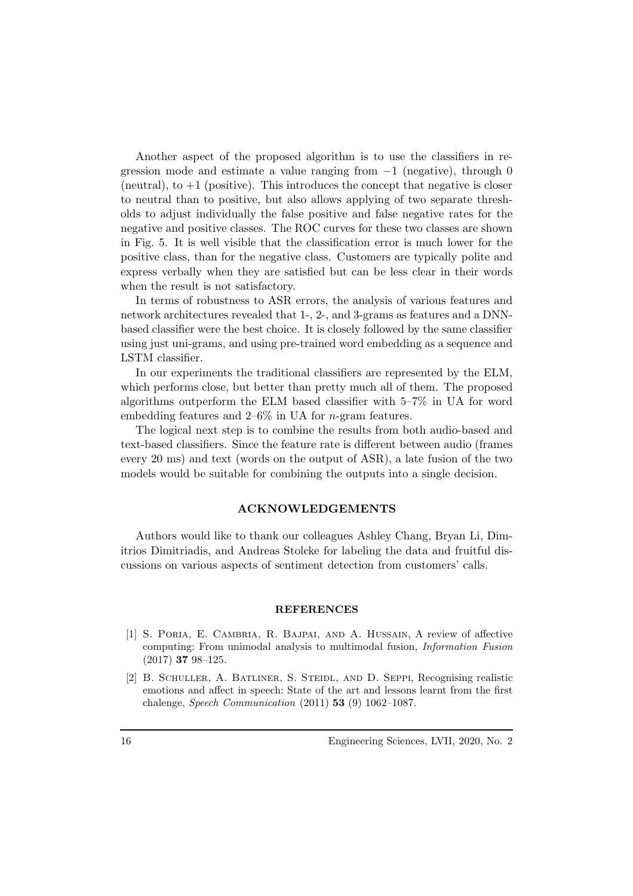Another aspect of the proposed algorithm is to use the classifiers in regression mode and estimate a value ranging from $-1$ (negative), through 0 (neutral), to $+1$ (positive). This introduces the concept that negative is closer to neutral than to positive, but also allows applying of two separate thresholds to adjust individually the false positive and false negative rates for the negative and positive classes. The ROC curves for these two classes are shown in Fig. 5. It is well visible that the classification error is much lower for the positive class, than for the negative class. Customers are typically polite and express verbally when they are satisfied but can be less clear in their words when the result is not satisfactory.

In terms of robustness to ASR errors, the analysis of various features and network architectures revealed that 1-, 2-, and 3-grams as features and a DNN-based classifier were the best choice. It is closely followed by the same classifier using just uni-grams, and using pre-trained word embedding as a sequence and LSTM classifier.

In our experiments the traditional classifiers are represented by the ELM, which performs close, but better than pretty much all of them. The proposed algorithms outperform the ELM based classifier with 5–7% in UA for word embedding features and 2–6% in UA for $n$-gram features.

The logical next step is to combine the results from both audio-based and text-based classifiers. Since the feature rate is different between audio (frames every 20 ms) and text (words on the output of ASR), a late fusion of the two models would be suitable for combining the outputs into a single decision.

## ACKNOWLEDGEMENTS

Authors would like to thank our colleagues Ashley Chang, Bryan Li, Dimitrios Dimitriadis, and Andreas Stolcke for labeling the data and fruitful discussions on various aspects of sentiment detection from customers' calls.

## REFERENCES

[1] S. Poria, E. Cambria, R. Bajpai, and A. Hussain, A review of affective computing: From unimodal analysis to multimodal fusion, *Information Fusion* (2017) **37** 98–125.

[2] B. Schuller, A. Batliner, S. Steidl, and D. Seppi, Recognising realistic emotions and affect in speech: State of the art and lessons learnt from the first chalenge, *Speech Communication* (2011) **53** (9) 1062–1087.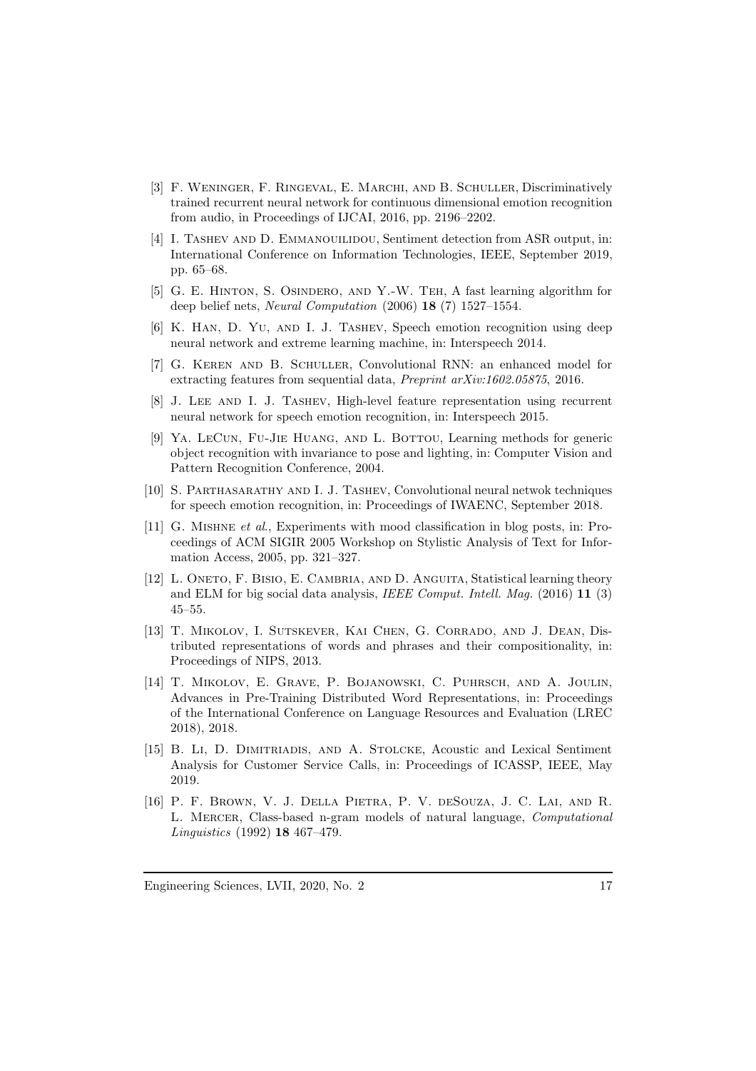[3] F. Weninger, F. Ringeval, E. Marchi, and B. Schuller, Discriminatively trained recurrent neural network for continuous dimensional emotion recognition from audio, in Proceedings of IJCAI, 2016, pp. 2196–2202.

[4] I. Tashev and D. Emmanouilidou, Sentiment detection from ASR output, in: International Conference on Information Technologies, IEEE, September 2019, pp. 65–68.

[5] G. E. Hinton, S. Osindero, and Y.-W. Teh, A fast learning algorithm for deep belief nets, *Neural Computation* (2006) **18** (7) 1527–1554.

[6] K. Han, D. Yu, and I. J. Tashev, Speech emotion recognition using deep neural network and extreme learning machine, in: Interspeech 2014.

[7] G. Keren and B. Schuller, Convolutional RNN: an enhanced model for extracting features from sequential data, *Preprint arXiv:1602.05875*, 2016.

[8] J. Lee and I. J. Tashev, High-level feature representation using recurrent neural network for speech emotion recognition, in: Interspeech 2015.

[9] Ya. LeCun, Fu-Jie Huang, and L. Bottou, Learning methods for generic object recognition with invariance to pose and lighting, in: Computer Vision and Pattern Recognition Conference, 2004.

[10] S. Parthasarathy and I. J. Tashev, Convolutional neural netwok techniques for speech emotion recognition, in: Proceedings of IWAENC, September 2018.

[11] G. Mishne *et al.*, Experiments with mood classification in blog posts, in: Proceedings of ACM SIGIR 2005 Workshop on Stylistic Analysis of Text for Information Access, 2005, pp. 321–327.

[12] L. Oneto, F. Bisio, E. Cambria, and D. Anguita, Statistical learning theory and ELM for big social data analysis, *IEEE Comput. Intell. Mag.* (2016) **11** (3) 45–55.

[13] T. Mikolov, I. Sutskever, Kai Chen, G. Corrado, and J. Dean, Distributed representations of words and phrases and their compositionality, in: Proceedings of NIPS, 2013.

[14] T. Mikolov, E. Grave, P. Bojanowski, C. Puhrsch, and A. Joulin, Advances in Pre-Training Distributed Word Representations, in: Proceedings of the International Conference on Language Resources and Evaluation (LREC 2018), 2018.

[15] B. Li, D. Dimitriadis, and A. Stolcke, Acoustic and Lexical Sentiment Analysis for Customer Service Calls, in: Proceedings of ICASSP, IEEE, May 2019.

[16] P. F. Brown, V. J. Della Pietra, P. V. deSouza, J. C. Lai, and R. L. Mercer, Class-based n-gram models of natural language, *Computational Linguistics* (1992) **18** 467–479.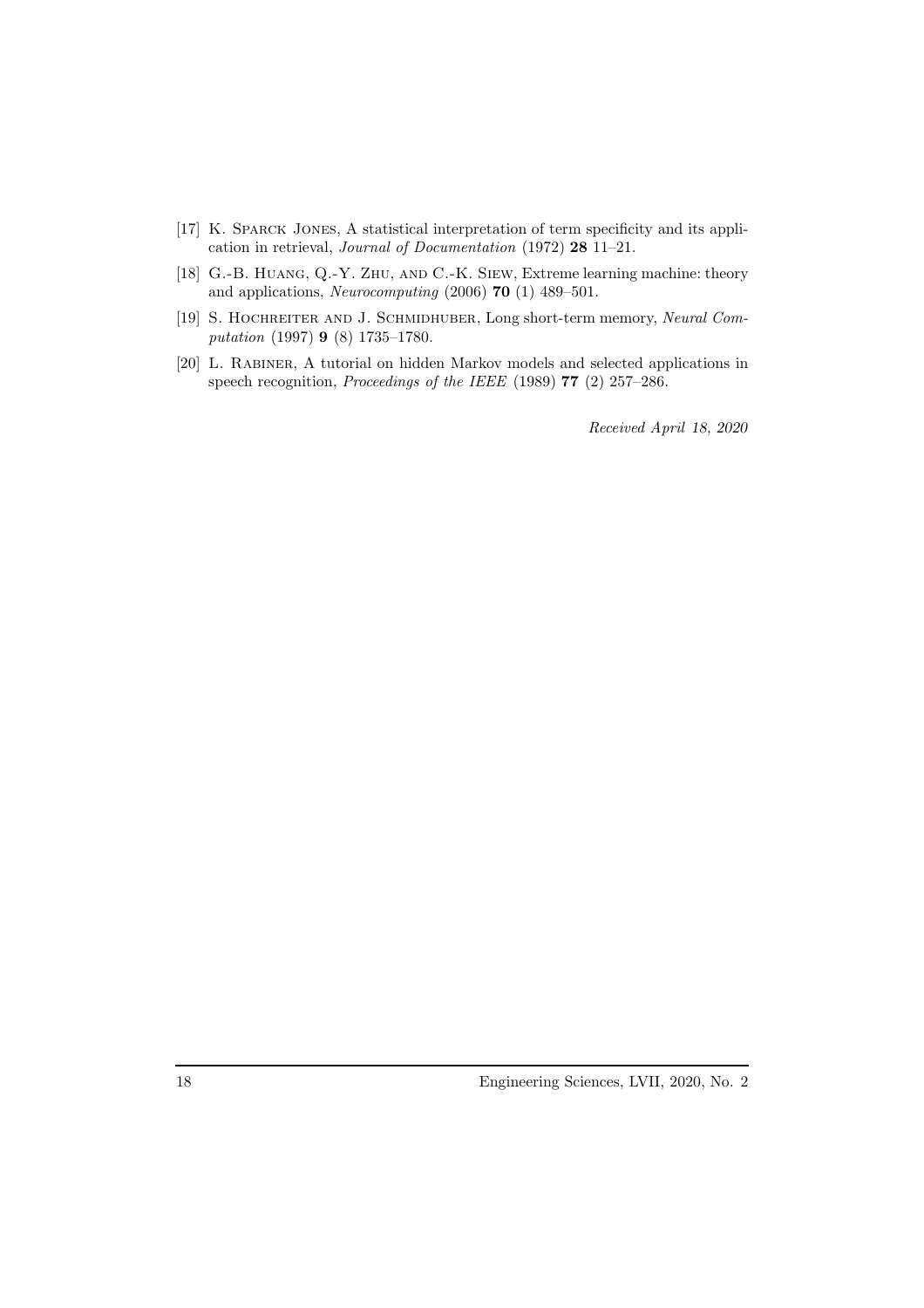[17] K. Sparck Jones, A statistical interpretation of term specificity and its application in retrieval, *Journal of Documentation* (1972) **28** 11–21.

[18] G.-B. Huang, Q.-Y. Zhu, and C.-K. Siew, Extreme learning machine: theory and applications, *Neurocomputing* (2006) **70** (1) 489–501.

[19] S. Hochreiter and J. Schmidhuber, Long short-term memory, *Neural Computation* (1997) **9** (8) 1735–1780.

[20] L. Rabiner, A tutorial on hidden Markov models and selected applications in speech recognition, *Proceedings of the IEEE* (1989) **77** (2) 257–286.

*Received April 18, 2020*